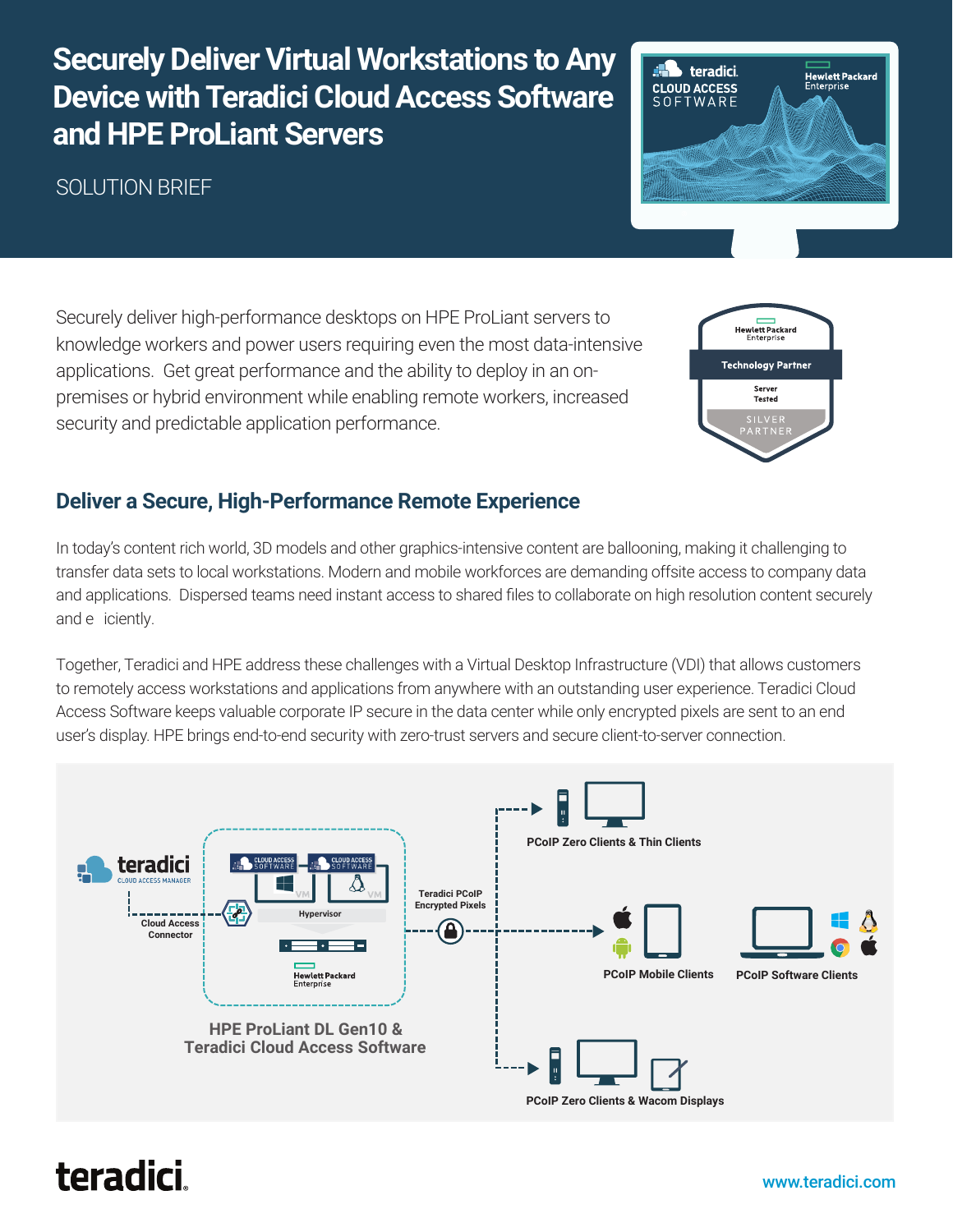# Securely Deliver Virtual Workstations to Any Device with Teradici Cloud Access Software and HPE ProLiant Servers

SOLUTION BRIEF

Securely deliver high-performance desktops on HPE ProLiant servers to knowledge workers and power users requiring even the most data-intensive applications. Get great performance and the ability to deploy in an on-premises or hybrid environment while enabling remote workers, increased security and predictable application performance.

## Deliver a Secure, High-Performance Remote Experience

In today's content rich world, 3D models and other graphics-intensive content are ballooning, making it challenging to transfer data sets to local workstations. Modern and mobile workforces are demanding offsite access to company data and applications. Dispersed teams need instant access to shared files to collaborate on high resolution content securely and e iciently.

Together, Teradici and HPE address these challenges with a Virtual Desktop Infrastructure (VDI) that allows customers to remotely access workstations and applications from anywhere with an outstanding user experience. Teradici Cloud Access Software keeps valuable corporate IP secure in the data center while only encrypted pixels are sent to an end user's display. HPE brings end-to-end security with zero-trust servers and secure client-to-server connection.

teradici CLOUD ACCESS MANAGER

Cloud Access Connector

Hypervisor

HPE ProLiant DL Gen10 & Teradici Cloud Access Software

Teradici PCoIP Encrypted Pixels

PCoIP Zero Clients & Thin Clients

PCoIP Mobile Clients

PCoIP Software Clients

PCoIP Zero Clients & Wacom Displays

www.teradici.com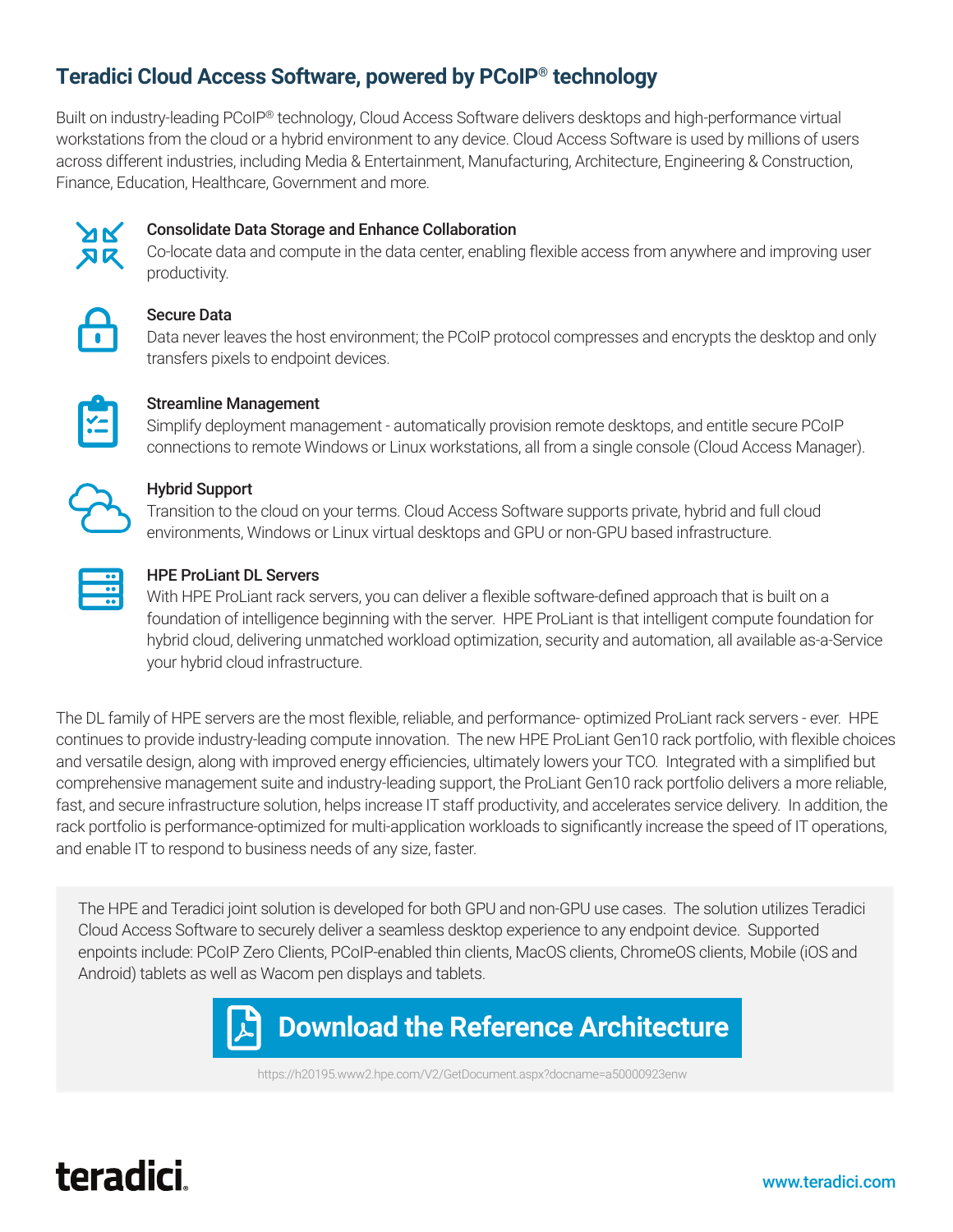## Teradici Cloud Access Software, powered by PCoIP® technology

Built on industry-leading PCoIP® technology, Cloud Access Software delivers desktops and high-performance virtual workstations from the cloud or a hybrid environment to any device. Cloud Access Software is used by millions of users across different industries, including Media & Entertainment, Manufacturing, Architecture, Engineering & Construction, Finance, Education, Healthcare, Government and more.

**Consolidate Data Storage and Enhance Collaboration**
Co-locate data and compute in the data center, enabling flexible access from anywhere and improving user productivity.

**Secure Data**
Data never leaves the host environment; the PCoIP protocol compresses and encrypts the desktop and only transfers pixels to endpoint devices.

**Streamline Management**
Simplify deployment management - automatically provision remote desktops, and entitle secure PCoIP connections to remote Windows or Linux workstations, all from a single console (Cloud Access Manager).

**Hybrid Support**
Transition to the cloud on your terms. Cloud Access Software supports private, hybrid and full cloud environments, Windows or Linux virtual desktops and GPU or non-GPU based infrastructure.

**HPE ProLiant DL Servers**
With HPE ProLiant rack servers, you can deliver a flexible software-defined approach that is built on a foundation of intelligence beginning with the server. HPE ProLiant is that intelligent compute foundation for hybrid cloud, delivering unmatched workload optimization, security and automation, all available as-a-Service your hybrid cloud infrastructure.

The DL family of HPE servers are the most flexible, reliable, and performance- optimized ProLiant rack servers - ever. HPE continues to provide industry-leading compute innovation. The new HPE ProLiant Gen10 rack portfolio, with flexible choices and versatile design, along with improved energy efficiencies, ultimately lowers your TCO. Integrated with a simplified but comprehensive management suite and industry-leading support, the ProLiant Gen10 rack portfolio delivers a more reliable, fast, and secure infrastructure solution, helps increase IT staff productivity, and accelerates service delivery. In addition, the rack portfolio is performance-optimized for multi-application workloads to significantly increase the speed of IT operations, and enable IT to respond to business needs of any size, faster.

The HPE and Teradici joint solution is developed for both GPU and non-GPU use cases. The solution utilizes Teradici Cloud Access Software to securely deliver a seamless desktop experience to any endpoint device. Supported enpoints include: PCoIP Zero Clients, PCoIP-enabled thin clients, MacOS clients, ChromeOS clients, Mobile (iOS and Android) tablets as well as Wacom pen displays and tablets.

**Download the Reference Architecture**

https://h20195.www2.hpe.com/V2/GetDocument.aspx?docname=a50000923enw

teradici.

www.teradici.com